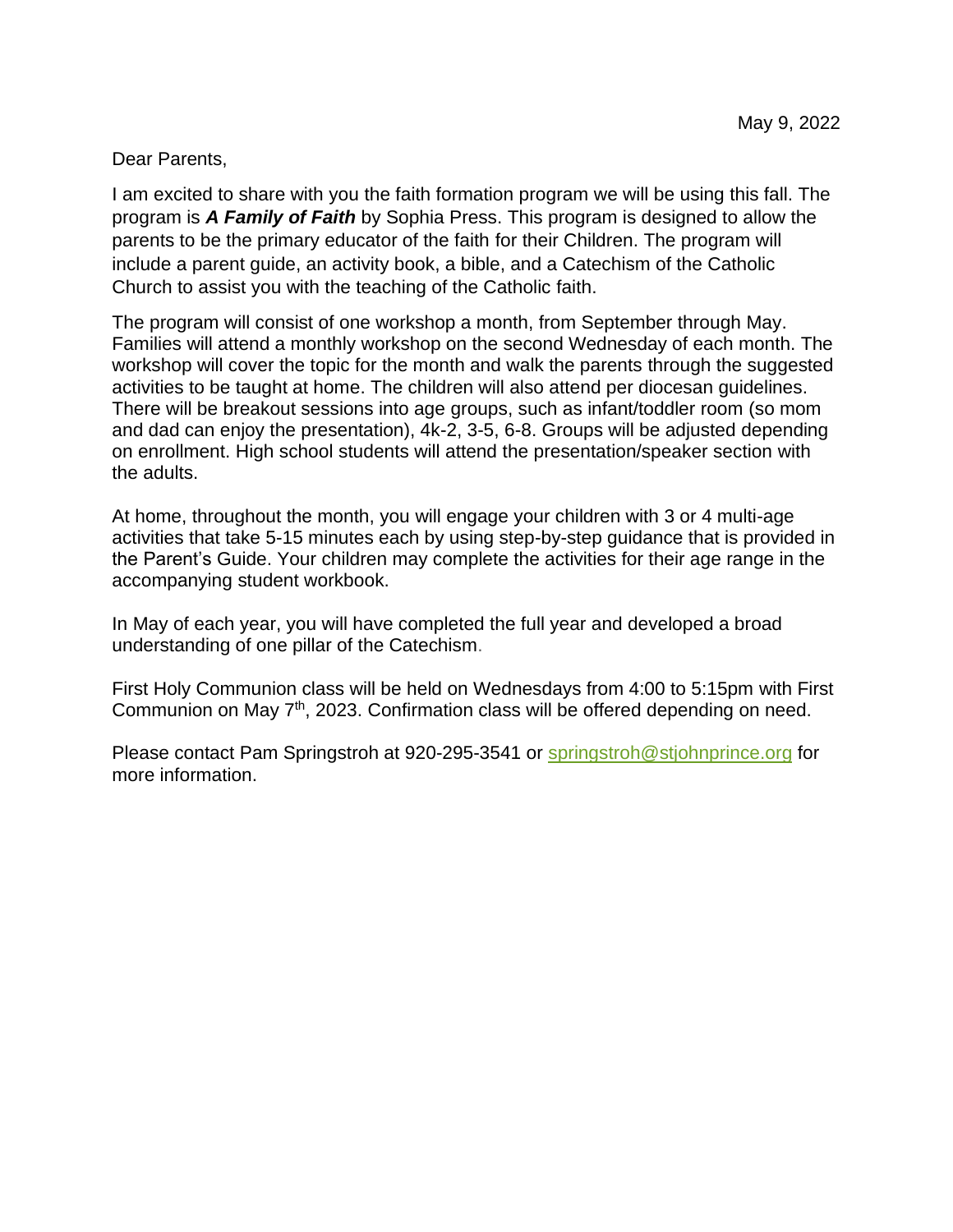May 9, 2022

Dear Parents,

I am excited to share with you the faith formation program we will be using this fall. The program is ***A Family of Faith*** by Sophia Press. This program is designed to allow the parents to be the primary educator of the faith for their Children. The program will include a parent guide, an activity book, a bible, and a Catechism of the Catholic Church to assist you with the teaching of the Catholic faith.

The program will consist of one workshop a month, from September through May. Families will attend a monthly workshop on the second Wednesday of each month. The workshop will cover the topic for the month and walk the parents through the suggested activities to be taught at home. The children will also attend per diocesan guidelines. There will be breakout sessions into age groups, such as infant/toddler room (so mom and dad can enjoy the presentation), 4k-2, 3-5, 6-8. Groups will be adjusted depending on enrollment. High school students will attend the presentation/speaker section with the adults.

At home, throughout the month, you will engage your children with 3 or 4 multi-age activities that take 5-15 minutes each by using step-by-step guidance that is provided in the Parent's Guide. Your children may complete the activities for their age range in the accompanying student workbook.

In May of each year, you will have completed the full year and developed a broad understanding of one pillar of the Catechism.

First Holy Communion class will be held on Wednesdays from 4:00 to 5:15pm with First Communion on May 7th, 2023. Confirmation class will be offered depending on need.

Please contact Pam Springstroh at 920-295-3541 or springstroh@stjohnprince.org for more information.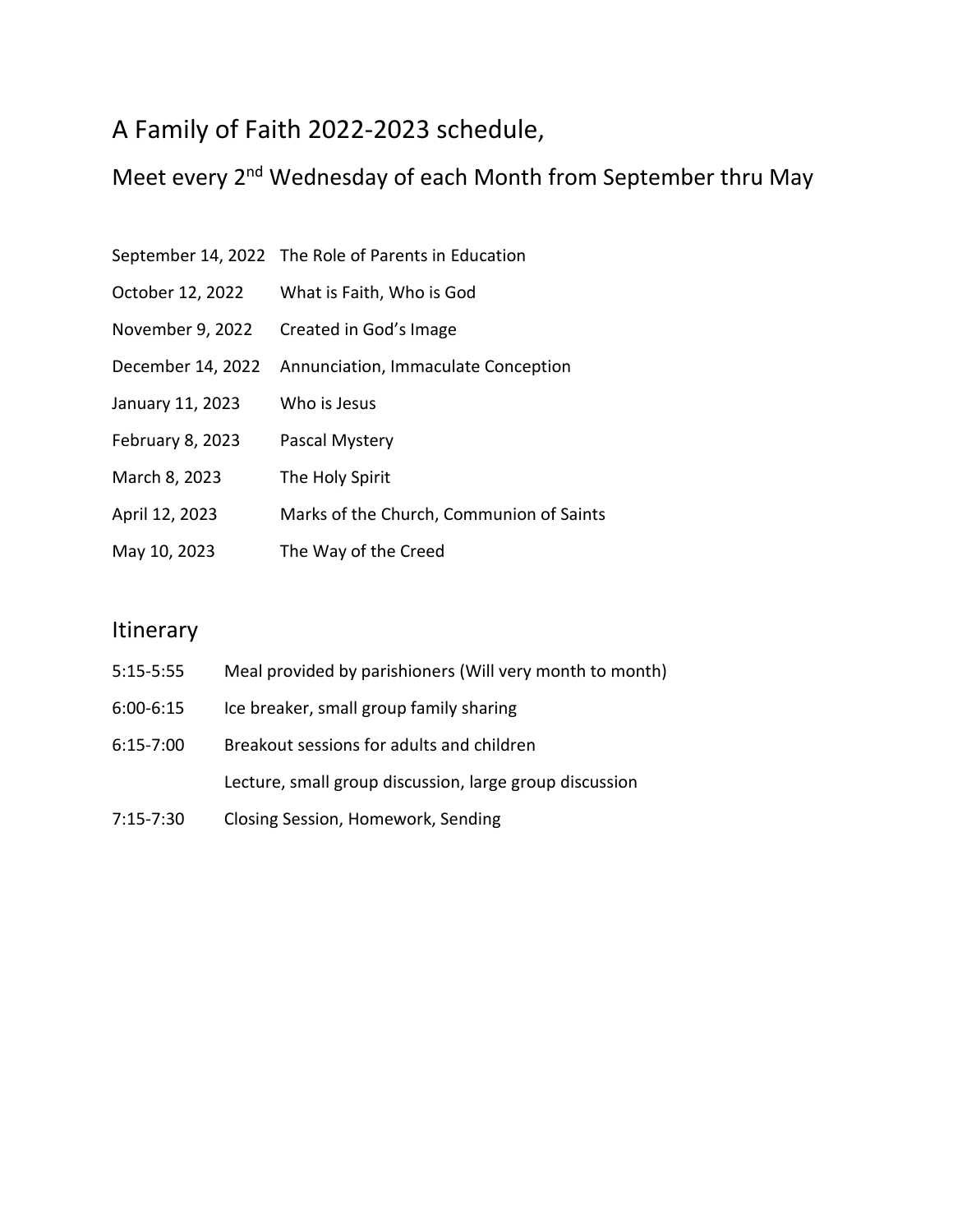# A Family of Faith 2022-2023 schedule,

## Meet every 2nd Wednesday of each Month from September thru May

| | |
|---|---|
| September 14, 2022 | The Role of Parents in Education |
| October 12, 2022 | What is Faith, Who is God |
| November 9, 2022 | Created in God's Image |
| December 14, 2022 | Annunciation, Immaculate Conception |
| January 11, 2023 | Who is Jesus |
| February 8, 2023 | Pascal Mystery |
| March 8, 2023 | The Holy Spirit |
| April 12, 2023 | Marks of the Church, Communion of Saints |
| May 10, 2023 | The Way of the Creed |

## Itinerary

| | |
|---|---|
| 5:15-5:55 | Meal provided by parishioners (Will very month to month) |
| 6:00-6:15 | Ice breaker, small group family sharing |
| 6:15-7:00 | Breakout sessions for adults and children |
| | Lecture, small group discussion, large group discussion |
| 7:15-7:30 | Closing Session, Homework, Sending |